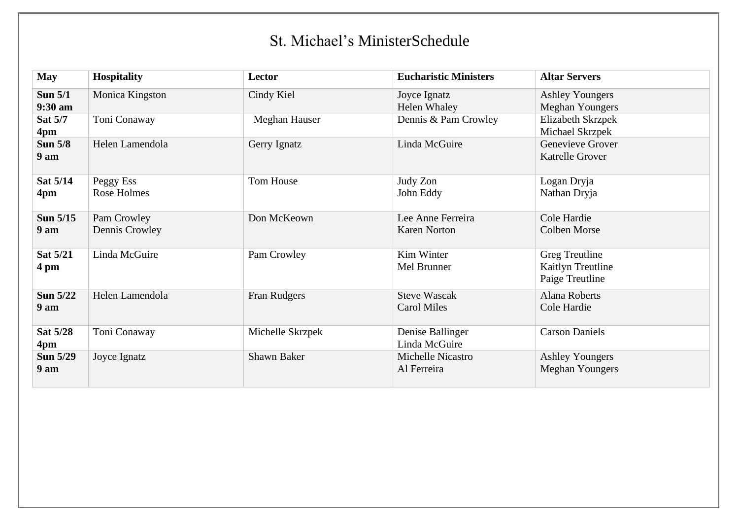# St. Michael's MinisterSchedule

| May | Hospitality | Lector | Eucharistic Ministers | Altar Servers |
|---|---|---|---|---|
| **Sun 5/1 9:30 am** | Monica Kingston | Cindy Kiel | Joyce Ignatz<br>Helen Whaley | Ashley Youngers<br>Meghan Youngers |
| **Sat 5/7 4pm** | Toni Conaway | Meghan Hauser | Dennis & Pam Crowley | Elizabeth Skrzpek<br>Michael Skrzpek |
| **Sun 5/8 9 am** | Helen Lamendola | Gerry Ignatz | Linda McGuire | Genevieve Grover<br>Katrelle Grover |
| **Sat 5/14 4pm** | Peggy Ess<br>Rose Holmes | Tom House | Judy Zon<br>John Eddy | Logan Dryja<br>Nathan Dryja |
| **Sun 5/15 9 am** | Pam Crowley<br>Dennis Crowley | Don McKeown | Lee Anne Ferreira<br>Karen Norton | Cole Hardie<br>Colben Morse |
| **Sat 5/21 4 pm** | Linda McGuire | Pam Crowley | Kim Winter<br>Mel Brunner | Greg Treutline<br>Kaitlyn Treutline<br>Paige Treutline |
| **Sun 5/22 9 am** | Helen Lamendola | Fran Rudgers | Steve Wascak<br>Carol Miles | Alana Roberts<br>Cole Hardie |
| **Sat 5/28 4pm** | Toni Conaway | Michelle Skrzpek | Denise Ballinger<br>Linda McGuire | Carson Daniels |
| **Sun 5/29 9 am** | Joyce Ignatz | Shawn Baker | Michelle Nicastro<br>Al Ferreira | Ashley Youngers<br>Meghan Youngers |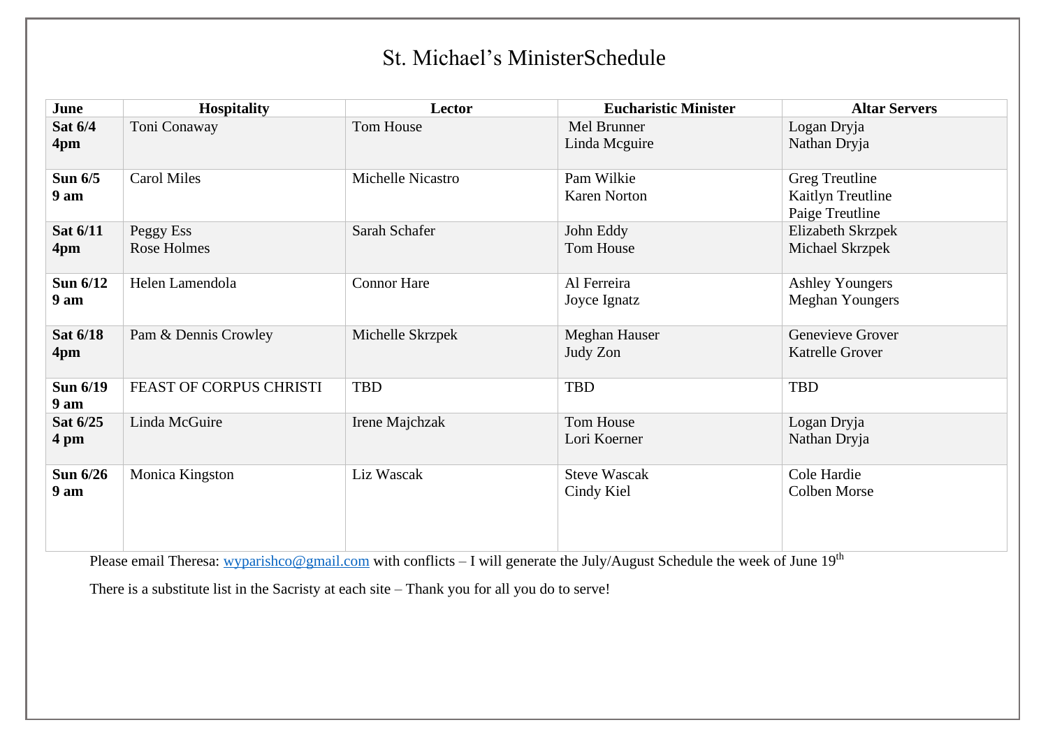# St. Michael's MinisterSchedule

| June | Hospitality | Lector | Eucharistic Minister | Altar Servers |
|---|---|---|---|---|
| **Sat 6/4 4pm** | Toni Conaway | Tom House | Mel Brunner<br>Linda Mcguire | Logan Dryja<br>Nathan Dryja |
| **Sun 6/5 9 am** | Carol Miles | Michelle Nicastro | Pam Wilkie<br>Karen Norton | Greg Treutline<br>Kaitlyn Treutline<br>Paige Treutline |
| **Sat 6/11 4pm** | Peggy Ess<br>Rose Holmes | Sarah Schafer | John Eddy<br>Tom House | Elizabeth Skrzpek<br>Michael Skrzpek |
| **Sun 6/12 9 am** | Helen Lamendola | Connor Hare | Al Ferreira<br>Joyce Ignatz | Ashley Youngers<br>Meghan Youngers |
| **Sat 6/18 4pm** | Pam & Dennis Crowley | Michelle Skrzpek | Meghan Hauser<br>Judy Zon | Genevieve Grover<br>Katrelle Grover |
| **Sun 6/19 9 am** | FEAST OF CORPUS CHRISTI | TBD | TBD | TBD |
| **Sat 6/25 4 pm** | Linda McGuire | Irene Majchzak | Tom House<br>Lori Koerner | Logan Dryja<br>Nathan Dryja |
| **Sun 6/26 9 am** | Monica Kingston | Liz Wascak | Steve Wascak<br>Cindy Kiel | Cole Hardie<br>Colben Morse |

Please email Theresa: wyparishco@gmail.com with conflicts – I will generate the July/August Schedule the week of June 19th

There is a substitute list in the Sacristy at each site – Thank you for all you do to serve!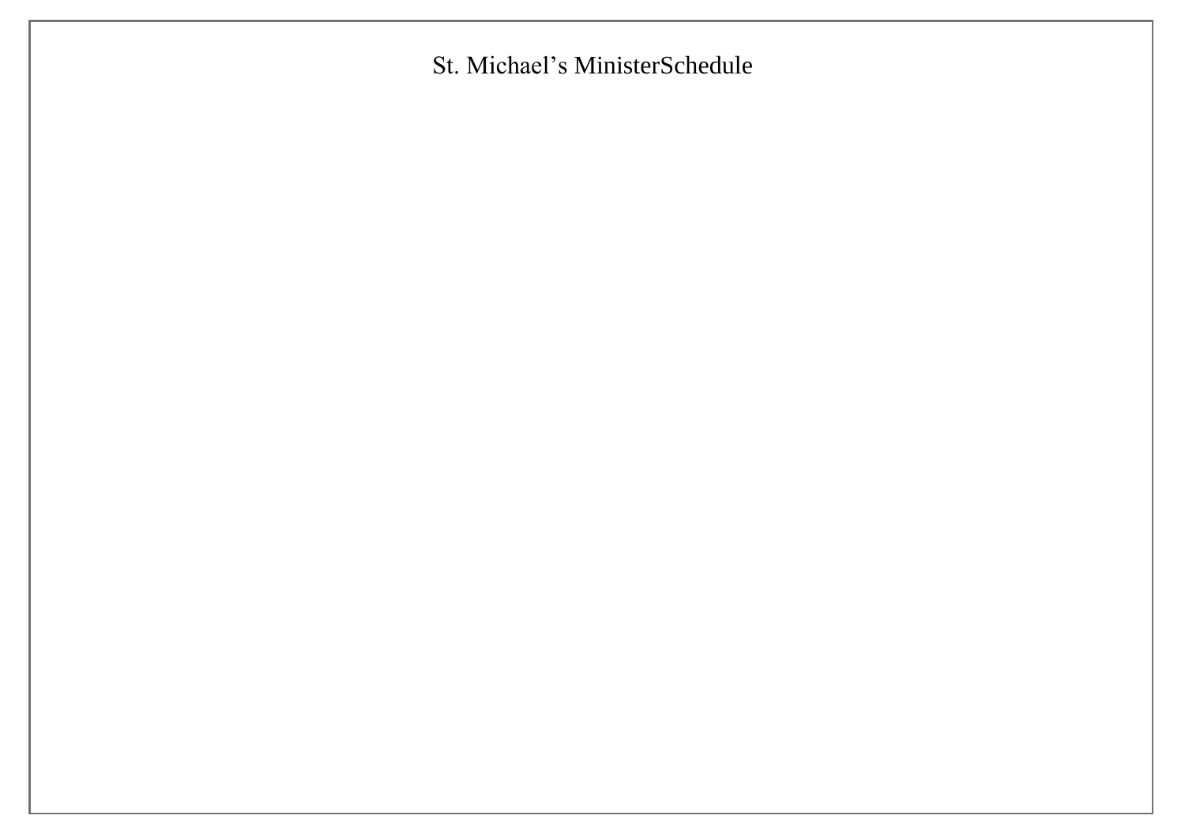St. Michael’s MinisterSchedule